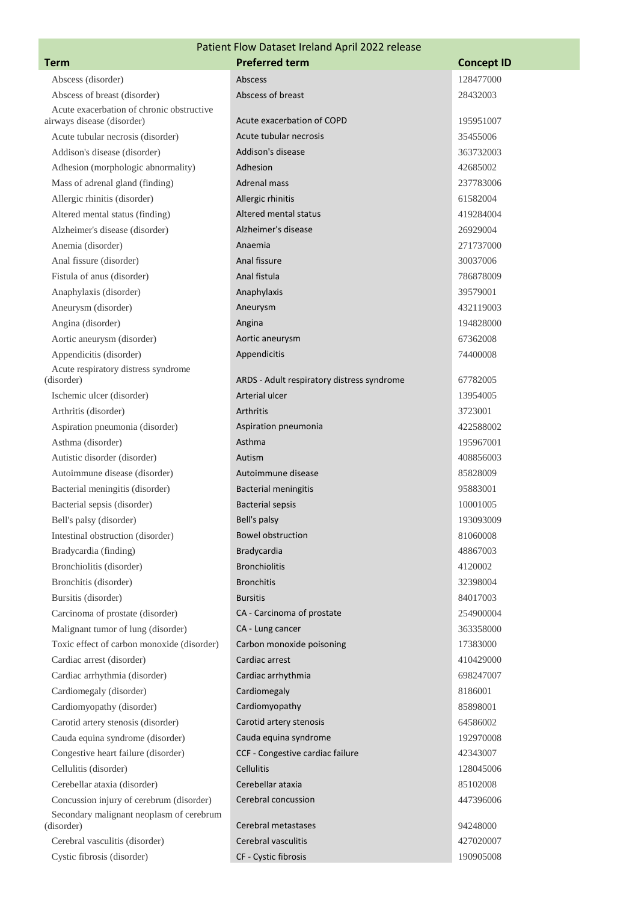## Patient Flow Dataset Ireland April 2022 release

| Term | Preferred term | Concept ID |
|---|---|---|
| Abscess (disorder) | Abscess | 128477000 |
| Abscess of breast (disorder) | Abscess of breast | 28432003 |
| Acute exacerbation of chronic obstructive airways disease (disorder) | Acute exacerbation of COPD | 195951007 |
| Acute tubular necrosis (disorder) | Acute tubular necrosis | 35455006 |
| Addison's disease (disorder) | Addison's disease | 363732003 |
| Adhesion (morphologic abnormality) | Adhesion | 42685002 |
| Mass of adrenal gland (finding) | Adrenal mass | 237783006 |
| Allergic rhinitis (disorder) | Allergic rhinitis | 61582004 |
| Altered mental status (finding) | Altered mental status | 419284004 |
| Alzheimer's disease (disorder) | Alzheimer's disease | 26929004 |
| Anemia (disorder) | Anaemia | 271737000 |
| Anal fissure (disorder) | Anal fissure | 30037006 |
| Fistula of anus (disorder) | Anal fistula | 786878009 |
| Anaphylaxis (disorder) | Anaphylaxis | 39579001 |
| Aneurysm (disorder) | Aneurysm | 432119003 |
| Angina (disorder) | Angina | 194828000 |
| Aortic aneurysm (disorder) | Aortic aneurysm | 67362008 |
| Appendicitis (disorder) | Appendicitis | 74400008 |
| Acute respiratory distress syndrome (disorder) | ARDS - Adult respiratory distress syndrome | 67782005 |
| Ischemic ulcer (disorder) | Arterial ulcer | 13954005 |
| Arthritis (disorder) | Arthritis | 3723001 |
| Aspiration pneumonia (disorder) | Aspiration pneumonia | 422588002 |
| Asthma (disorder) | Asthma | 195967001 |
| Autistic disorder (disorder) | Autism | 408856003 |
| Autoimmune disease (disorder) | Autoimmune disease | 85828009 |
| Bacterial meningitis (disorder) | Bacterial meningitis | 95883001 |
| Bacterial sepsis (disorder) | Bacterial sepsis | 10001005 |
| Bell's palsy (disorder) | Bell's palsy | 193093009 |
| Intestinal obstruction (disorder) | Bowel obstruction | 81060008 |
| Bradycardia (finding) | Bradycardia | 48867003 |
| Bronchiolitis (disorder) | Bronchiolitis | 4120002 |
| Bronchitis (disorder) | Bronchitis | 32398004 |
| Bursitis (disorder) | Bursitis | 84017003 |
| Carcinoma of prostate (disorder) | CA - Carcinoma of prostate | 254900004 |
| Malignant tumor of lung (disorder) | CA - Lung cancer | 363358000 |
| Toxic effect of carbon monoxide (disorder) | Carbon monoxide poisoning | 17383000 |
| Cardiac arrest (disorder) | Cardiac arrest | 410429000 |
| Cardiac arrhythmia (disorder) | Cardiac arrhythmia | 698247007 |
| Cardiomegaly (disorder) | Cardiomegaly | 8186001 |
| Cardiomyopathy (disorder) | Cardiomyopathy | 85898001 |
| Carotid artery stenosis (disorder) | Carotid artery stenosis | 64586002 |
| Cauda equina syndrome (disorder) | Cauda equina syndrome | 192970008 |
| Congestive heart failure (disorder) | CCF - Congestive cardiac failure | 42343007 |
| Cellulitis (disorder) | Cellulitis | 128045006 |
| Cerebellar ataxia (disorder) | Cerebellar ataxia | 85102008 |
| Concussion injury of cerebrum (disorder) | Cerebral concussion | 447396006 |
| Secondary malignant neoplasm of cerebrum (disorder) | Cerebral metastases | 94248000 |
| Cerebral vasculitis (disorder) | Cerebral vasculitis | 427020007 |
| Cystic fibrosis (disorder) | CF - Cystic fibrosis | 190905008 |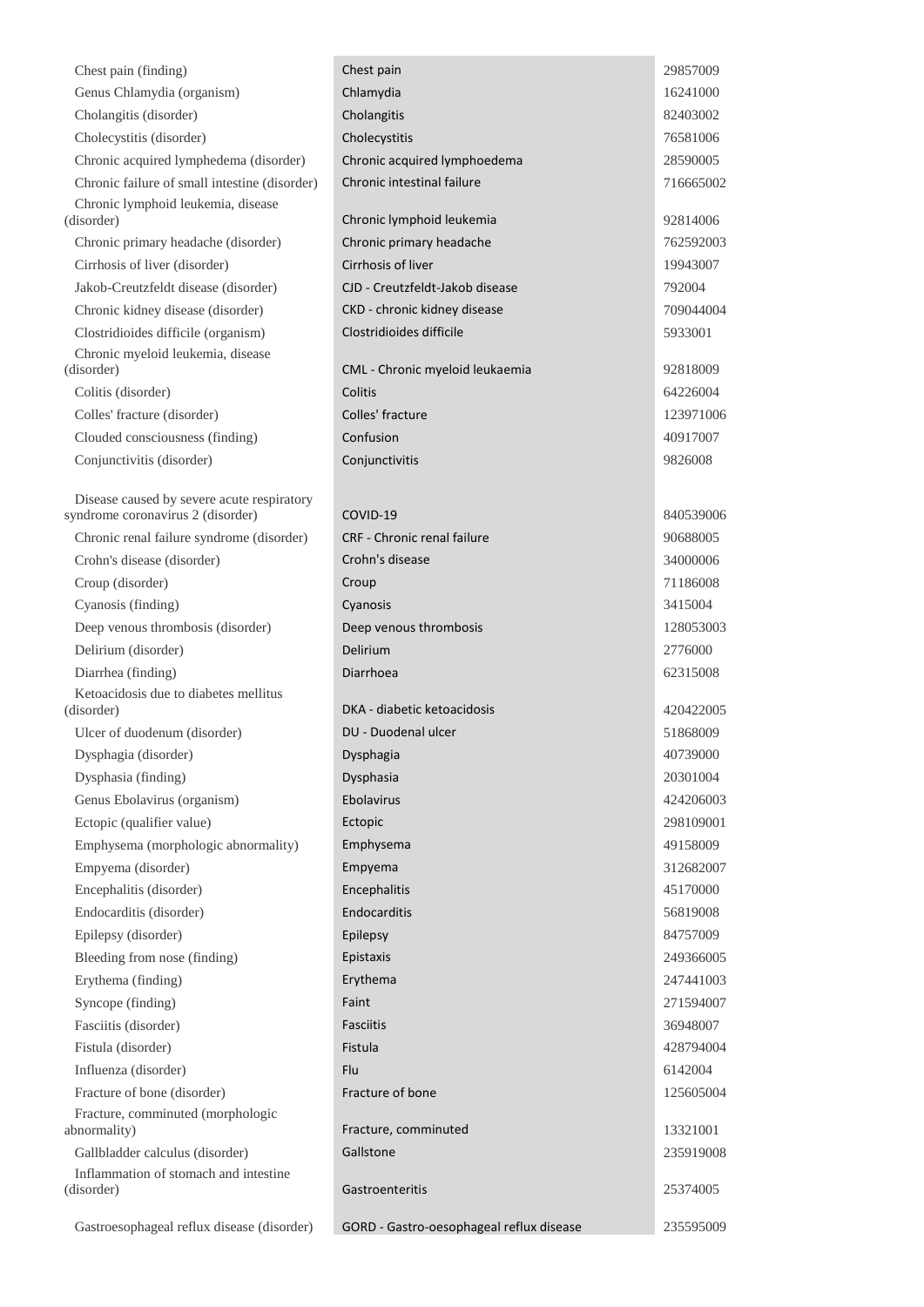| | | |
|---|---|---|
| Chest pain (finding) | Chest pain | 29857009 |
| Genus Chlamydia (organism) | Chlamydia | 16241000 |
| Cholangitis (disorder) | Cholangitis | 82403002 |
| Cholecystitis (disorder) | Cholecystitis | 76581006 |
| Chronic acquired lymphedema (disorder) | Chronic acquired lymphoedema | 28590005 |
| Chronic failure of small intestine (disorder) | Chronic intestinal failure | 716665002 |
| Chronic lymphoid leukemia, disease (disorder) | Chronic lymphoid leukemia | 92814006 |
| Chronic primary headache (disorder) | Chronic primary headache | 762592003 |
| Cirrhosis of liver (disorder) | Cirrhosis of liver | 19943007 |
| Jakob-Creutzfeldt disease (disorder) | CJD - Creutzfeldt-Jakob disease | 792004 |
| Chronic kidney disease (disorder) | CKD - chronic kidney disease | 709044004 |
| Clostridioides difficile (organism) | Clostridioides difficile | 5933001 |
| Chronic myeloid leukemia, disease (disorder) | CML - Chronic myeloid leukaemia | 92818009 |
| Colitis (disorder) | Colitis | 64226004 |
| Colles' fracture (disorder) | Colles' fracture | 123971006 |
| Clouded consciousness (finding) | Confusion | 40917007 |
| Conjunctivitis (disorder) | Conjunctivitis | 9826008 |
| Disease caused by severe acute respiratory syndrome coronavirus 2 (disorder) | COVID-19 | 840539006 |
| Chronic renal failure syndrome (disorder) | CRF - Chronic renal failure | 90688005 |
| Crohn's disease (disorder) | Crohn's disease | 34000006 |
| Croup (disorder) | Croup | 71186008 |
| Cyanosis (finding) | Cyanosis | 3415004 |
| Deep venous thrombosis (disorder) | Deep venous thrombosis | 128053003 |
| Delirium (disorder) | Delirium | 2776000 |
| Diarrhea (finding) | Diarrhoea | 62315008 |
| Ketoacidosis due to diabetes mellitus (disorder) | DKA - diabetic ketoacidosis | 420422005 |
| Ulcer of duodenum (disorder) | DU - Duodenal ulcer | 51868009 |
| Dysphagia (disorder) | Dysphagia | 40739000 |
| Dysphasia (finding) | Dysphasia | 20301004 |
| Genus Ebolavirus (organism) | Ebolavirus | 424206003 |
| Ectopic (qualifier value) | Ectopic | 298109001 |
| Emphysema (morphologic abnormality) | Emphysema | 49158009 |
| Empyema (disorder) | Empyema | 312682007 |
| Encephalitis (disorder) | Encephalitis | 45170000 |
| Endocarditis (disorder) | Endocarditis | 56819008 |
| Epilepsy (disorder) | Epilepsy | 84757009 |
| Bleeding from nose (finding) | Epistaxis | 249366005 |
| Erythema (finding) | Erythema | 247441003 |
| Syncope (finding) | Faint | 271594007 |
| Fasciitis (disorder) | Fasciitis | 36948007 |
| Fistula (disorder) | Fistula | 428794004 |
| Influenza (disorder) | Flu | 6142004 |
| Fracture of bone (disorder) | Fracture of bone | 125605004 |
| Fracture, comminuted (morphologic abnormality) | Fracture, comminuted | 13321001 |
| Gallbladder calculus (disorder) | Gallstone | 235919008 |
| Inflammation of stomach and intestine (disorder) | Gastroenteritis | 25374005 |
| Gastroesophageal reflux disease (disorder) | GORD - Gastro-oesophageal reflux disease | 235595009 |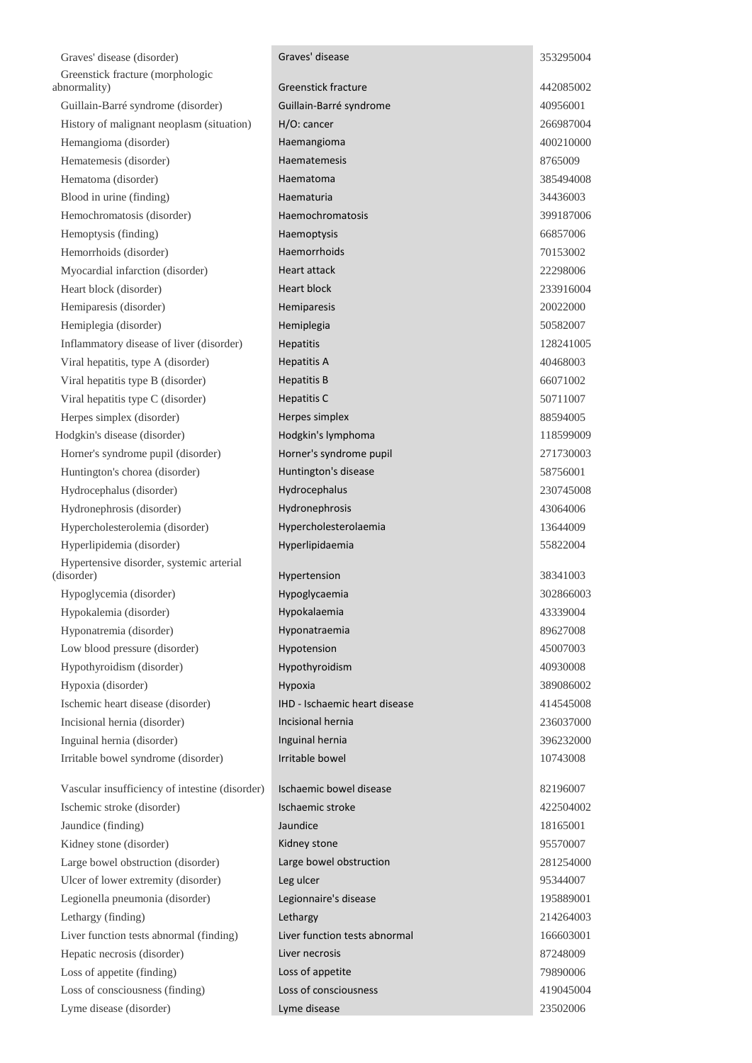| | | |
|---|---|---|
| Graves' disease (disorder) | Graves' disease | 353295004 |
| Greenstick fracture (morphologic abnormality) | Greenstick fracture | 442085002 |
| Guillain-Barré syndrome (disorder) | Guillain-Barré syndrome | 40956001 |
| History of malignant neoplasm (situation) | H/O: cancer | 266987004 |
| Hemangioma (disorder) | Haemangioma | 400210000 |
| Hematemesis (disorder) | Haematemesis | 8765009 |
| Hematoma (disorder) | Haematoma | 385494008 |
| Blood in urine (finding) | Haematuria | 34436003 |
| Hemochromatosis (disorder) | Haemochromatosis | 399187006 |
| Hemoptysis (finding) | Haemoptysis | 66857006 |
| Hemorrhoids (disorder) | Haemorrhoids | 70153002 |
| Myocardial infarction (disorder) | Heart attack | 22298006 |
| Heart block (disorder) | Heart block | 233916004 |
| Hemiparesis (disorder) | Hemiparesis | 20022000 |
| Hemiplegia (disorder) | Hemiplegia | 50582007 |
| Inflammatory disease of liver (disorder) | Hepatitis | 128241005 |
| Viral hepatitis, type A (disorder) | Hepatitis A | 40468003 |
| Viral hepatitis type B (disorder) | Hepatitis B | 66071002 |
| Viral hepatitis type C (disorder) | Hepatitis C | 50711007 |
| Herpes simplex (disorder) | Herpes simplex | 88594005 |
| Hodgkin's disease (disorder) | Hodgkin's lymphoma | 118599009 |
| Horner's syndrome pupil (disorder) | Horner's syndrome pupil | 271730003 |
| Huntington's chorea (disorder) | Huntington's disease | 58756001 |
| Hydrocephalus (disorder) | Hydrocephalus | 230745008 |
| Hydronephrosis (disorder) | Hydronephrosis | 43064006 |
| Hypercholesterolemia (disorder) | Hypercholesterolaemia | 13644009 |
| Hyperlipidemia (disorder) | Hyperlipidaemia | 55822004 |
| Hypertensive disorder, systemic arterial (disorder) | Hypertension | 38341003 |
| Hypoglycemia (disorder) | Hypoglycaemia | 302866003 |
| Hypokalemia (disorder) | Hypokalaemia | 43339004 |
| Hyponatremia (disorder) | Hyponatraemia | 89627008 |
| Low blood pressure (disorder) | Hypotension | 45007003 |
| Hypothyroidism (disorder) | Hypothyroidism | 40930008 |
| Hypoxia (disorder) | Hypoxia | 389086002 |
| Ischemic heart disease (disorder) | IHD - Ischaemic heart disease | 414545008 |
| Incisional hernia (disorder) | Incisional hernia | 236037000 |
| Inguinal hernia (disorder) | Inguinal hernia | 396232000 |
| Irritable bowel syndrome (disorder) | Irritable bowel | 10743008 |
| Vascular insufficiency of intestine (disorder) | Ischaemic bowel disease | 82196007 |
| Ischemic stroke (disorder) | Ischaemic stroke | 422504002 |
| Jaundice (finding) | Jaundice | 18165001 |
| Kidney stone (disorder) | Kidney stone | 95570007 |
| Large bowel obstruction (disorder) | Large bowel obstruction | 281254000 |
| Ulcer of lower extremity (disorder) | Leg ulcer | 95344007 |
| Legionella pneumonia (disorder) | Legionnaire's disease | 195889001 |
| Lethargy (finding) | Lethargy | 214264003 |
| Liver function tests abnormal (finding) | Liver function tests abnormal | 166603001 |
| Hepatic necrosis (disorder) | Liver necrosis | 87248009 |
| Loss of appetite (finding) | Loss of appetite | 79890006 |
| Loss of consciousness (finding) | Loss of consciousness | 419045004 |
| Lyme disease (disorder) | Lyme disease | 23502006 |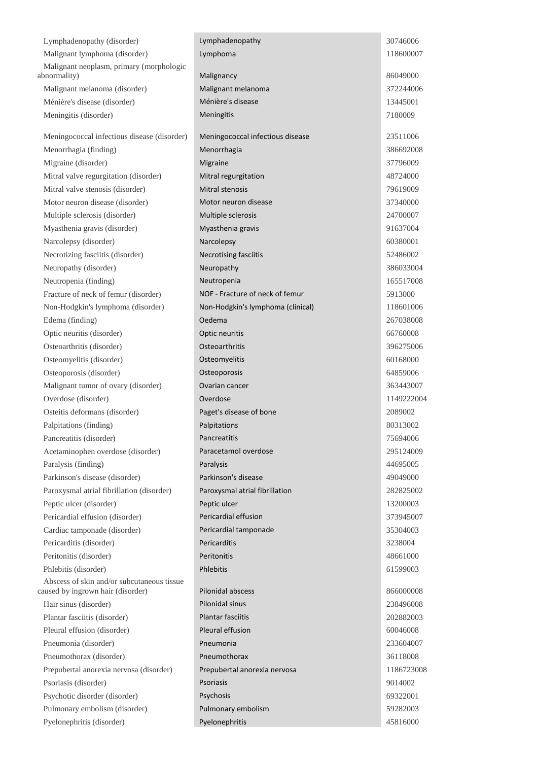| | | |
|---|---|---|
| Lymphadenopathy (disorder) | Lymphadenopathy | 30746006 |
| Malignant lymphoma (disorder) | Lymphoma | 118600007 |
| Malignant neoplasm, primary (morphologic abnormality) | Malignancy | 86049000 |
| Malignant melanoma (disorder) | Malignant melanoma | 372244006 |
| Ménière's disease (disorder) | Ménière's disease | 13445001 |
| Meningitis (disorder) | Meningitis | 7180009 |
| Meningococcal infectious disease (disorder) | Meningococcal infectious disease | 23511006 |
| Menorrhagia (finding) | Menorrhagia | 386692008 |
| Migraine (disorder) | Migraine | 37796009 |
| Mitral valve regurgitation (disorder) | Mitral regurgitation | 48724000 |
| Mitral valve stenosis (disorder) | Mitral stenosis | 79619009 |
| Motor neuron disease (disorder) | Motor neuron disease | 37340000 |
| Multiple sclerosis (disorder) | Multiple sclerosis | 24700007 |
| Myasthenia gravis (disorder) | Myasthenia gravis | 91637004 |
| Narcolepsy (disorder) | Narcolepsy | 60380001 |
| Necrotizing fasciitis (disorder) | Necrotising fasciitis | 52486002 |
| Neuropathy (disorder) | Neuropathy | 386033004 |
| Neutropenia (finding) | Neutropenia | 165517008 |
| Fracture of neck of femur (disorder) | NOF - Fracture of neck of femur | 5913000 |
| Non-Hodgkin's lymphoma (disorder) | Non-Hodgkin's lymphoma (clinical) | 118601006 |
| Edema (finding) | Oedema | 267038008 |
| Optic neuritis (disorder) | Optic neuritis | 66760008 |
| Osteoarthritis (disorder) | Osteoarthritis | 396275006 |
| Osteomyelitis (disorder) | Osteomyelitis | 60168000 |
| Osteoporosis (disorder) | Osteoporosis | 64859006 |
| Malignant tumor of ovary (disorder) | Ovarian cancer | 363443007 |
| Overdose (disorder) | Overdose | 1149222004 |
| Osteitis deformans (disorder) | Paget's disease of bone | 2089002 |
| Palpitations (finding) | Palpitations | 80313002 |
| Pancreatitis (disorder) | Pancreatitis | 75694006 |
| Acetaminophen overdose (disorder) | Paracetamol overdose | 295124009 |
| Paralysis (finding) | Paralysis | 44695005 |
| Parkinson's disease (disorder) | Parkinson's disease | 49049000 |
| Paroxysmal atrial fibrillation (disorder) | Paroxysmal atrial fibrillation | 282825002 |
| Peptic ulcer (disorder) | Peptic ulcer | 13200003 |
| Pericardial effusion (disorder) | Pericardial effusion | 373945007 |
| Cardiac tamponade (disorder) | Pericardial tamponade | 35304003 |
| Pericarditis (disorder) | Pericarditis | 3238004 |
| Peritonitis (disorder) | Peritonitis | 48661000 |
| Phlebitis (disorder) | Phlebitis | 61599003 |
| Abscess of skin and/or subcutaneous tissue caused by ingrown hair (disorder) | Pilonidal abscess | 866000008 |
| Hair sinus (disorder) | Pilonidal sinus | 238496008 |
| Plantar fasciitis (disorder) | Plantar fasciitis | 202882003 |
| Pleural effusion (disorder) | Pleural effusion | 60046008 |
| Pneumonia (disorder) | Pneumonia | 233604007 |
| Pneumothorax (disorder) | Pneumothorax | 36118008 |
| Prepubertal anorexia nervosa (disorder) | Prepubertal anorexia nervosa | 1186723008 |
| Psoriasis (disorder) | Psoriasis | 9014002 |
| Psychotic disorder (disorder) | Psychosis | 69322001 |
| Pulmonary embolism (disorder) | Pulmonary embolism | 59282003 |
| Pyelonephritis (disorder) | Pyelonephritis | 45816000 |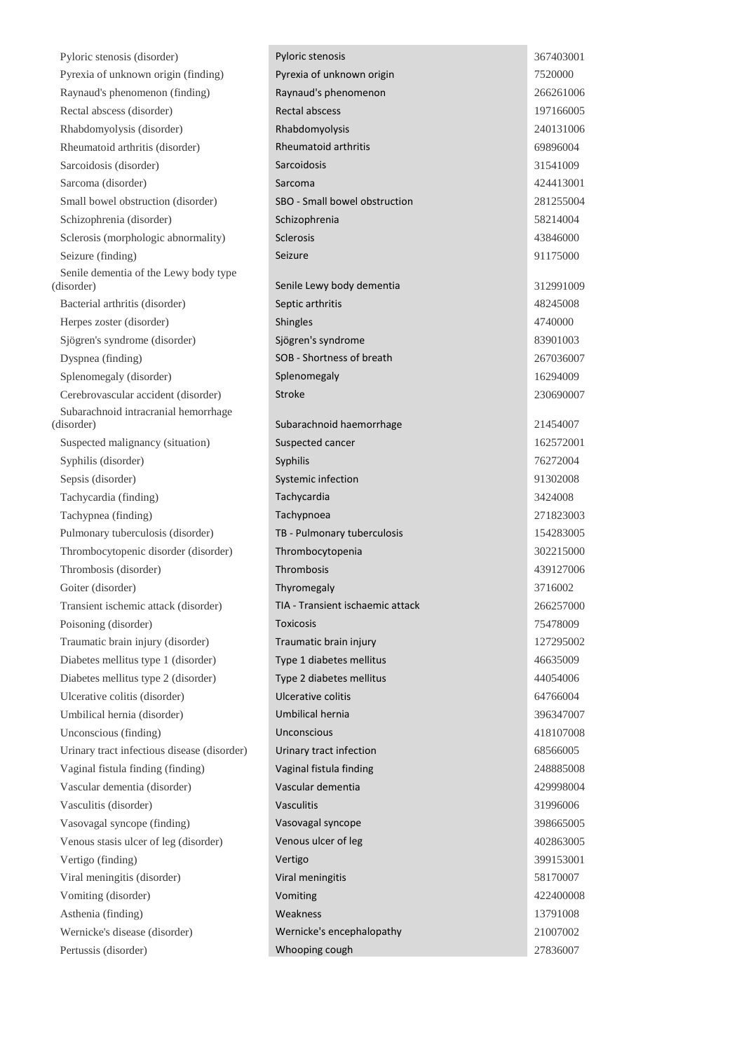| | | |
|---|---|---|
| Pyloric stenosis (disorder) | Pyloric stenosis | 367403001 |
| Pyrexia of unknown origin (finding) | Pyrexia of unknown origin | 7520000 |
| Raynaud's phenomenon (finding) | Raynaud's phenomenon | 266261006 |
| Rectal abscess (disorder) | Rectal abscess | 197166005 |
| Rhabdomyolysis (disorder) | Rhabdomyolysis | 240131006 |
| Rheumatoid arthritis (disorder) | Rheumatoid arthritis | 69896004 |
| Sarcoidosis (disorder) | Sarcoidosis | 31541009 |
| Sarcoma (disorder) | Sarcoma | 424413001 |
| Small bowel obstruction (disorder) | SBO - Small bowel obstruction | 281255004 |
| Schizophrenia (disorder) | Schizophrenia | 58214004 |
| Sclerosis (morphologic abnormality) | Sclerosis | 43846000 |
| Seizure (finding) | Seizure | 91175000 |
| Senile dementia of the Lewy body type (disorder) | Senile Lewy body dementia | 312991009 |
| Bacterial arthritis (disorder) | Septic arthritis | 48245008 |
| Herpes zoster (disorder) | Shingles | 4740000 |
| Sjögren's syndrome (disorder) | Sjögren's syndrome | 83901003 |
| Dyspnea (finding) | SOB - Shortness of breath | 267036007 |
| Splenomegaly (disorder) | Splenomegaly | 16294009 |
| Cerebrovascular accident (disorder) | Stroke | 230690007 |
| Subarachnoid intracranial hemorrhage (disorder) | Subarachnoid haemorrhage | 21454007 |
| Suspected malignancy (situation) | Suspected cancer | 162572001 |
| Syphilis (disorder) | Syphilis | 76272004 |
| Sepsis (disorder) | Systemic infection | 91302008 |
| Tachycardia (finding) | Tachycardia | 3424008 |
| Tachypnea (finding) | Tachypnoea | 271823003 |
| Pulmonary tuberculosis (disorder) | TB - Pulmonary tuberculosis | 154283005 |
| Thrombocytopenic disorder (disorder) | Thrombocytopenia | 302215000 |
| Thrombosis (disorder) | Thrombosis | 439127006 |
| Goiter (disorder) | Thyromegaly | 3716002 |
| Transient ischemic attack (disorder) | TIA - Transient ischaemic attack | 266257000 |
| Poisoning (disorder) | Toxicosis | 75478009 |
| Traumatic brain injury (disorder) | Traumatic brain injury | 127295002 |
| Diabetes mellitus type 1 (disorder) | Type 1 diabetes mellitus | 46635009 |
| Diabetes mellitus type 2 (disorder) | Type 2 diabetes mellitus | 44054006 |
| Ulcerative colitis (disorder) | Ulcerative colitis | 64766004 |
| Umbilical hernia (disorder) | Umbilical hernia | 396347007 |
| Unconscious (finding) | Unconscious | 418107008 |
| Urinary tract infectious disease (disorder) | Urinary tract infection | 68566005 |
| Vaginal fistula finding (finding) | Vaginal fistula finding | 248885008 |
| Vascular dementia (disorder) | Vascular dementia | 429998004 |
| Vasculitis (disorder) | Vasculitis | 31996006 |
| Vasovagal syncope (finding) | Vasovagal syncope | 398665005 |
| Venous stasis ulcer of leg (disorder) | Venous ulcer of leg | 402863005 |
| Vertigo (finding) | Vertigo | 399153001 |
| Viral meningitis (disorder) | Viral meningitis | 58170007 |
| Vomiting (disorder) | Vomiting | 422400008 |
| Asthenia (finding) | Weakness | 13791008 |
| Wernicke's disease (disorder) | Wernicke's encephalopathy | 21007002 |
| Pertussis (disorder) | Whooping cough | 27836007 |